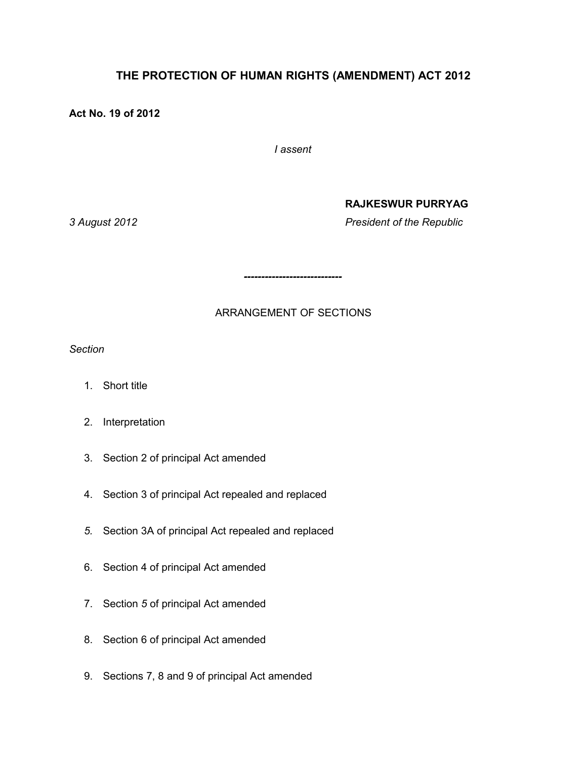# THE PROTECTION OF HUMAN RIGHTS (AMENDMENT) ACT 2012

**Act No. 19 of 2012**

*I assent*

**RAJKESWUR PURRYAG**

*3 August 2012* *President of the Republic*

---

ARRANGEMENT OF SECTIONS

*Section*

1. Short title
2. Interpretation
3. Section 2 of principal Act amended
4. Section 3 of principal Act repealed and replaced
5. Section 3A of principal Act repealed and replaced
6. Section 4 of principal Act amended
7. Section *5* of principal Act amended
8. Section 6 of principal Act amended
9. Sections 7, 8 and 9 of principal Act amended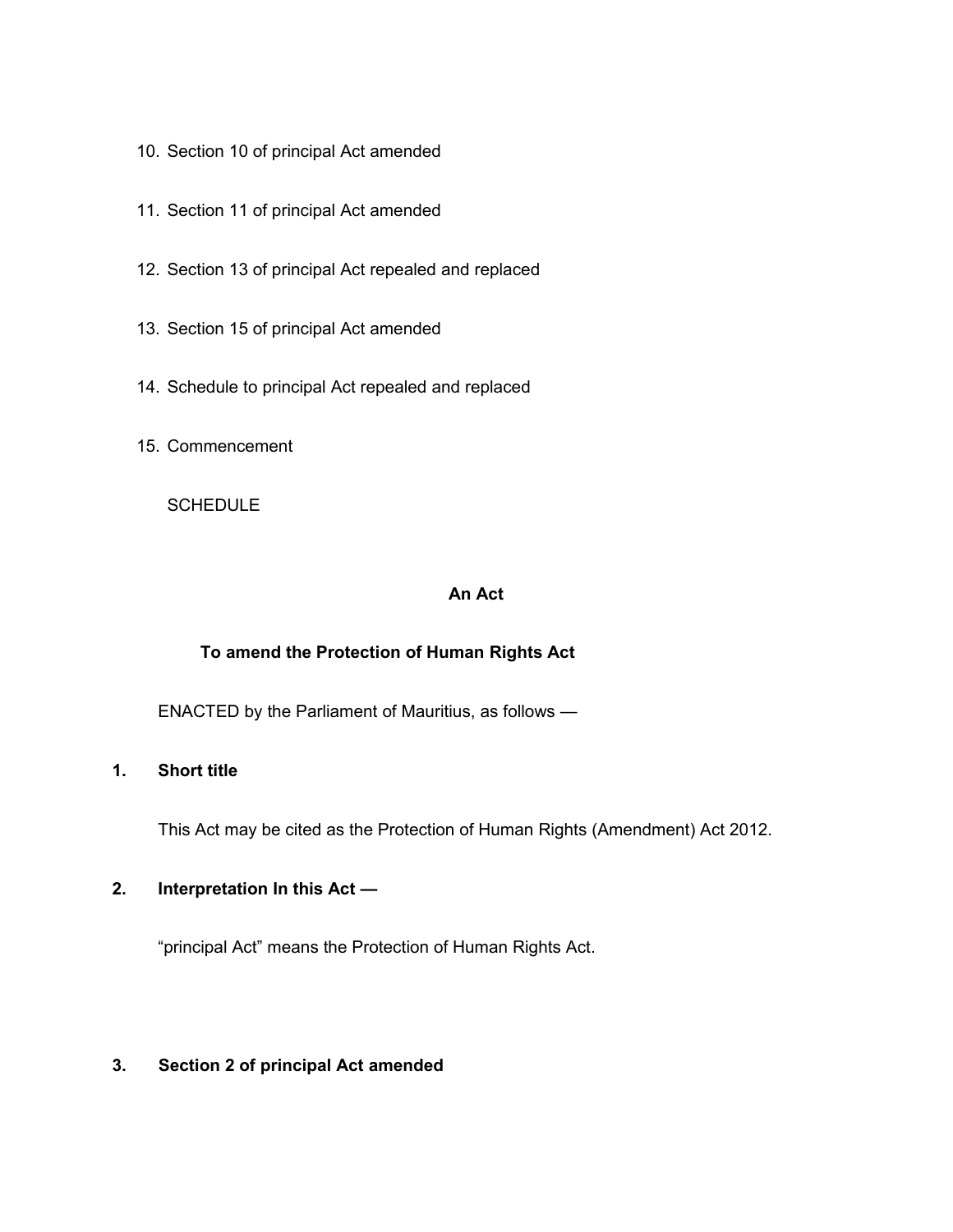10. Section 10 of principal Act amended

11. Section 11 of principal Act amended

12. Section 13 of principal Act repealed and replaced

13. Section 15 of principal Act amended

14. Schedule to principal Act repealed and replaced

15. Commencement

SCHEDULE

**An Act**

**To amend the Protection of Human Rights Act**

ENACTED by the Parliament of Mauritius, as follows —

**1. Short title**

This Act may be cited as the Protection of Human Rights (Amendment) Act 2012.

**2. Interpretation In this Act —**

"principal Act" means the Protection of Human Rights Act.

**3. Section 2 of principal Act amended**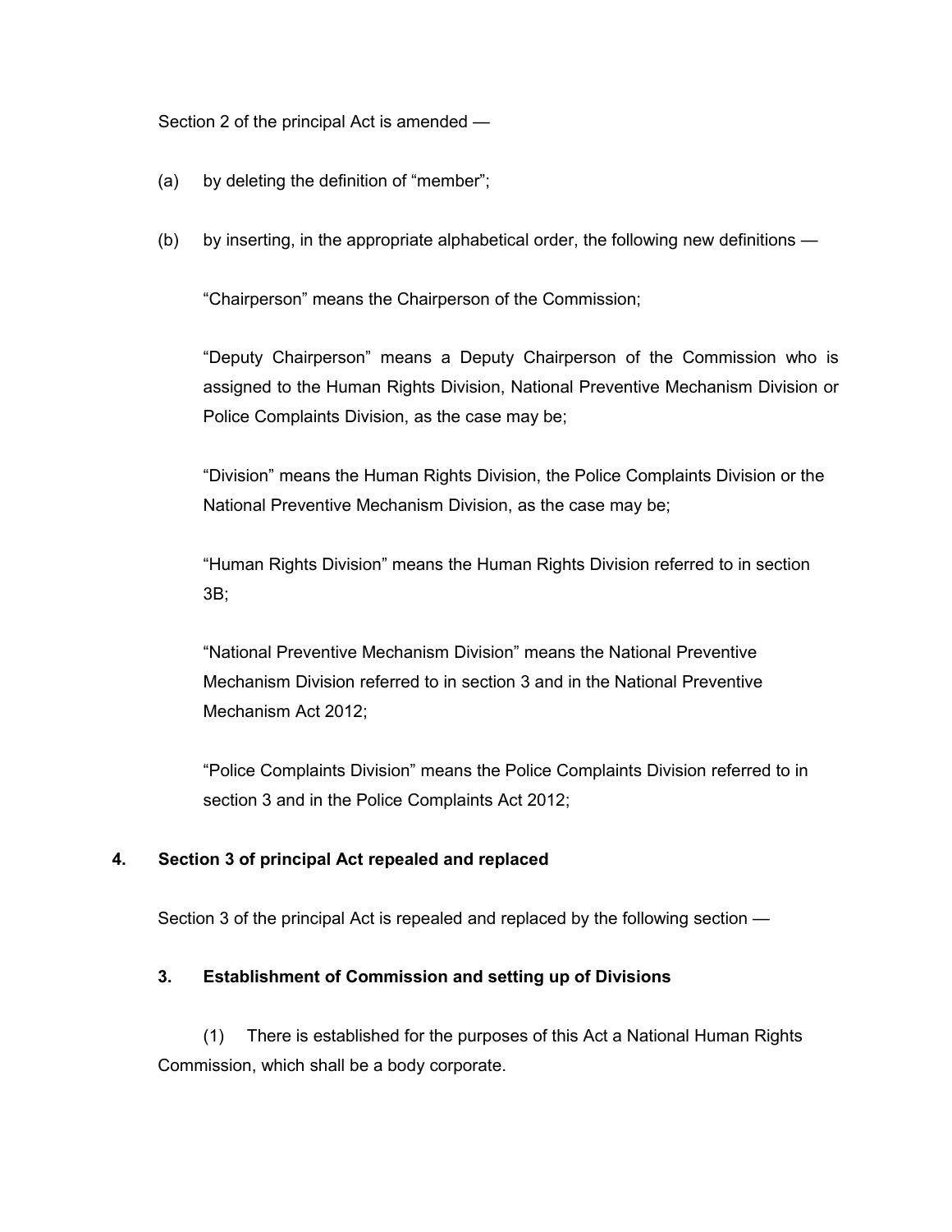Section 2 of the principal Act is amended —

(a) by deleting the definition of "member";

(b) by inserting, in the appropriate alphabetical order, the following new definitions —

"Chairperson" means the Chairperson of the Commission;

"Deputy Chairperson" means a Deputy Chairperson of the Commission who is assigned to the Human Rights Division, National Preventive Mechanism Division or Police Complaints Division, as the case may be;

"Division" means the Human Rights Division, the Police Complaints Division or the National Preventive Mechanism Division, as the case may be;

"Human Rights Division" means the Human Rights Division referred to in section 3B;

"National Preventive Mechanism Division" means the National Preventive Mechanism Division referred to in section 3 and in the National Preventive Mechanism Act 2012;

"Police Complaints Division" means the Police Complaints Division referred to in section 3 and in the Police Complaints Act 2012;

**4. Section 3 of principal Act repealed and replaced**

Section 3 of the principal Act is repealed and replaced by the following section —

**3. Establishment of Commission and setting up of Divisions**

(1) There is established for the purposes of this Act a National Human Rights Commission, which shall be a body corporate.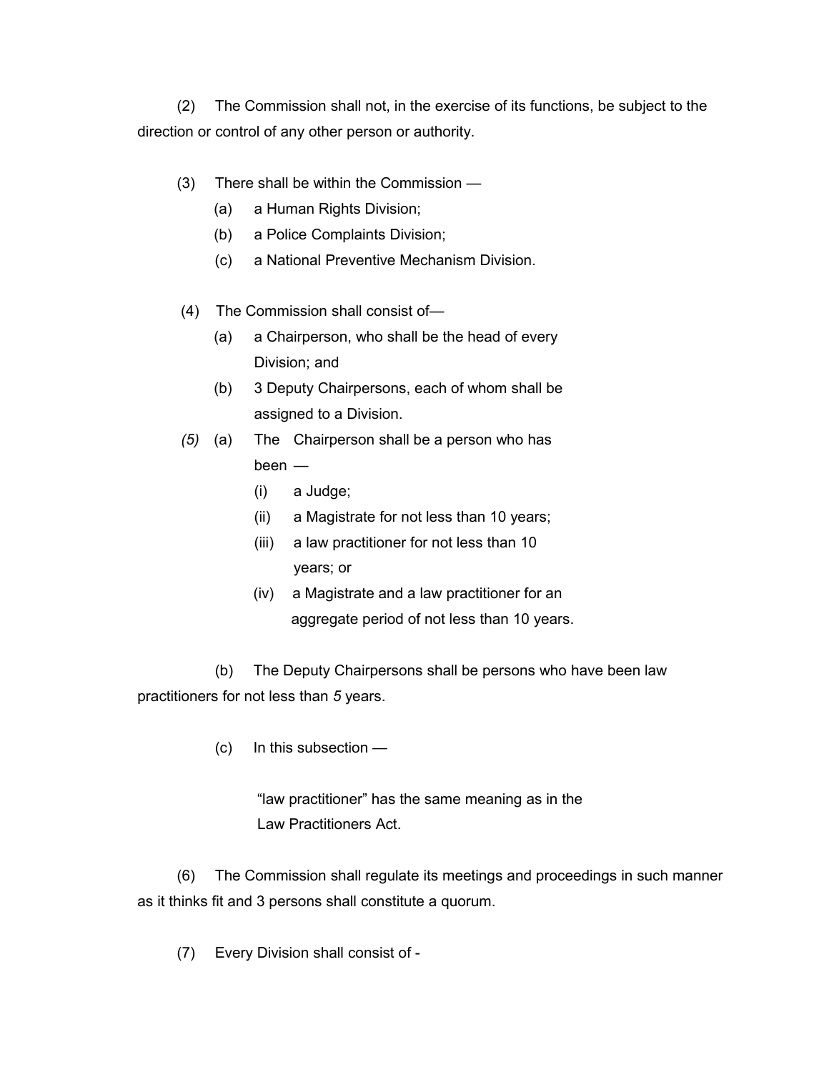(2) The Commission shall not, in the exercise of its functions, be subject to the direction or control of any other person or authority.

(3) There shall be within the Commission —

(a) a Human Rights Division;

(b) a Police Complaints Division;

(c) a National Preventive Mechanism Division.

(4) The Commission shall consist of—

(a) a Chairperson, who shall be the head of every Division; and

(b) 3 Deputy Chairpersons, each of whom shall be assigned to a Division.

*(5)* (a) The Chairperson shall be a person who has been —

(i) a Judge;

(ii) a Magistrate for not less than 10 years;

(iii) a law practitioner for not less than 10 years; or

(iv) a Magistrate and a law practitioner for an aggregate period of not less than 10 years.

(b) The Deputy Chairpersons shall be persons who have been law practitioners for not less than *5* years.

(c) In this subsection —

"law practitioner" has the same meaning as in the Law Practitioners Act.

(6) The Commission shall regulate its meetings and proceedings in such manner as it thinks fit and 3 persons shall constitute a quorum.

(7) Every Division shall consist of -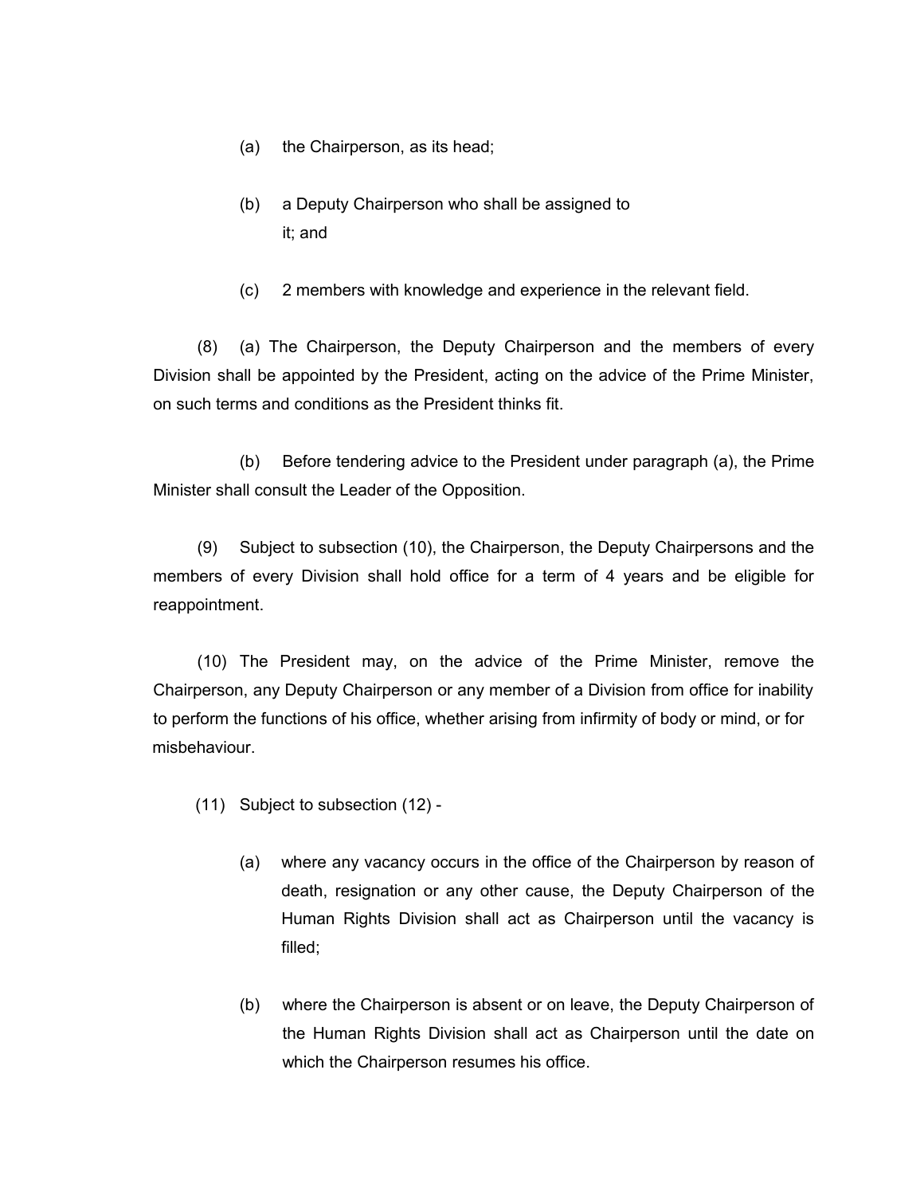(a) the Chairperson, as its head;

(b) a Deputy Chairperson who shall be assigned to it; and

(c) 2 members with knowledge and experience in the relevant field.

(8) (a) The Chairperson, the Deputy Chairperson and the members of every Division shall be appointed by the President, acting on the advice of the Prime Minister, on such terms and conditions as the President thinks fit.

(b) Before tendering advice to the President under paragraph (a), the Prime Minister shall consult the Leader of the Opposition.

(9) Subject to subsection (10), the Chairperson, the Deputy Chairpersons and the members of every Division shall hold office for a term of 4 years and be eligible for reappointment.

(10) The President may, on the advice of the Prime Minister, remove the Chairperson, any Deputy Chairperson or any member of a Division from office for inability to perform the functions of his office, whether arising from infirmity of body or mind, or for misbehaviour.

(11) Subject to subsection (12) -

(a) where any vacancy occurs in the office of the Chairperson by reason of death, resignation or any other cause, the Deputy Chairperson of the Human Rights Division shall act as Chairperson until the vacancy is filled;

(b) where the Chairperson is absent or on leave, the Deputy Chairperson of the Human Rights Division shall act as Chairperson until the date on which the Chairperson resumes his office.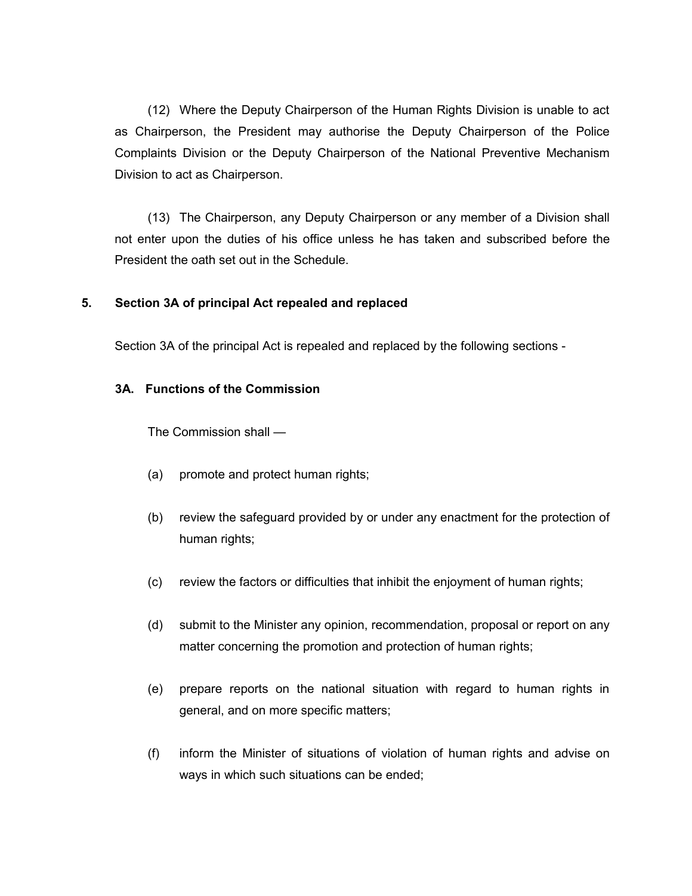(12) Where the Deputy Chairperson of the Human Rights Division is unable to act as Chairperson, the President may authorise the Deputy Chairperson of the Police Complaints Division or the Deputy Chairperson of the National Preventive Mechanism Division to act as Chairperson.

(13) The Chairperson, any Deputy Chairperson or any member of a Division shall not enter upon the duties of his office unless he has taken and subscribed before the President the oath set out in the Schedule.

**5. Section 3A of principal Act repealed and replaced**

Section 3A of the principal Act is repealed and replaced by the following sections -

**3A. Functions of the Commission**

The Commission shall —

(a) promote and protect human rights;

(b) review the safeguard provided by or under any enactment for the protection of human rights;

(c) review the factors or difficulties that inhibit the enjoyment of human rights;

(d) submit to the Minister any opinion, recommendation, proposal or report on any matter concerning the promotion and protection of human rights;

(e) prepare reports on the national situation with regard to human rights in general, and on more specific matters;

(f) inform the Minister of situations of violation of human rights and advise on ways in which such situations can be ended;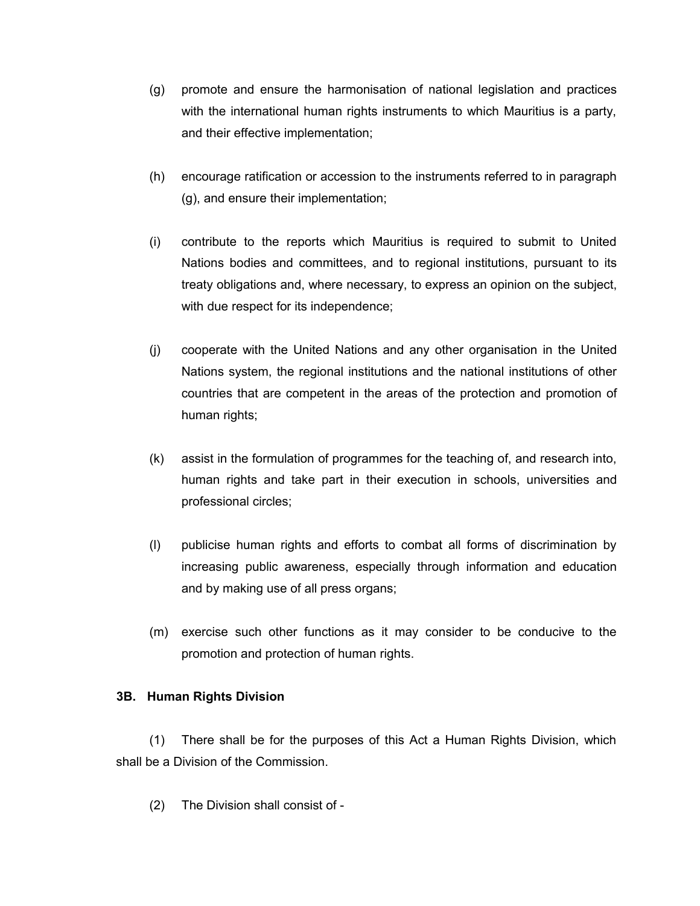(g) promote and ensure the harmonisation of national legislation and practices with the international human rights instruments to which Mauritius is a party, and their effective implementation;

(h) encourage ratification or accession to the instruments referred to in paragraph (g), and ensure their implementation;

(i) contribute to the reports which Mauritius is required to submit to United Nations bodies and committees, and to regional institutions, pursuant to its treaty obligations and, where necessary, to express an opinion on the subject, with due respect for its independence;

(j) cooperate with the United Nations and any other organisation in the United Nations system, the regional institutions and the national institutions of other countries that are competent in the areas of the protection and promotion of human rights;

(k) assist in the formulation of programmes for the teaching of, and research into, human rights and take part in their execution in schools, universities and professional circles;

(l) publicise human rights and efforts to combat all forms of discrimination by increasing public awareness, especially through information and education and by making use of all press organs;

(m) exercise such other functions as it may consider to be conducive to the promotion and protection of human rights.

**3B. Human Rights Division**

(1) There shall be for the purposes of this Act a Human Rights Division, which shall be a Division of the Commission.

(2) The Division shall consist of -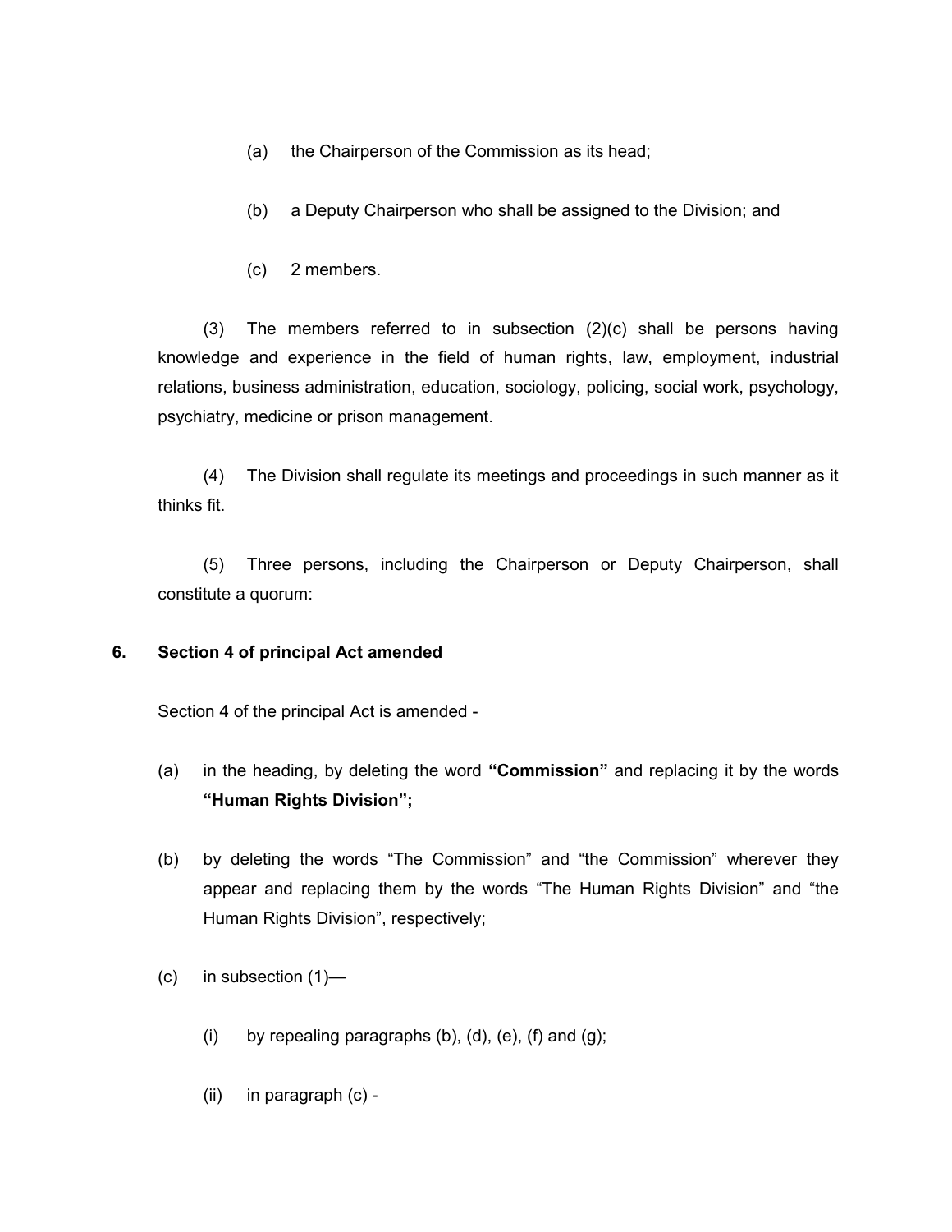(a) the Chairperson of the Commission as its head;

(b) a Deputy Chairperson who shall be assigned to the Division; and

(c) 2 members.

(3) The members referred to in subsection (2)(c) shall be persons having knowledge and experience in the field of human rights, law, employment, industrial relations, business administration, education, sociology, policing, social work, psychology, psychiatry, medicine or prison management.

(4) The Division shall regulate its meetings and proceedings in such manner as it thinks fit.

(5) Three persons, including the Chairperson or Deputy Chairperson, shall constitute a quorum:

**6. Section 4 of principal Act amended**

Section 4 of the principal Act is amended -

(a) in the heading, by deleting the word **"Commission"** and replacing it by the words **"Human Rights Division";**

(b) by deleting the words "The Commission" and "the Commission" wherever they appear and replacing them by the words "The Human Rights Division" and "the Human Rights Division", respectively;

(c) in subsection (1)—

(i) by repealing paragraphs (b), (d), (e), (f) and (g);

(ii) in paragraph (c) -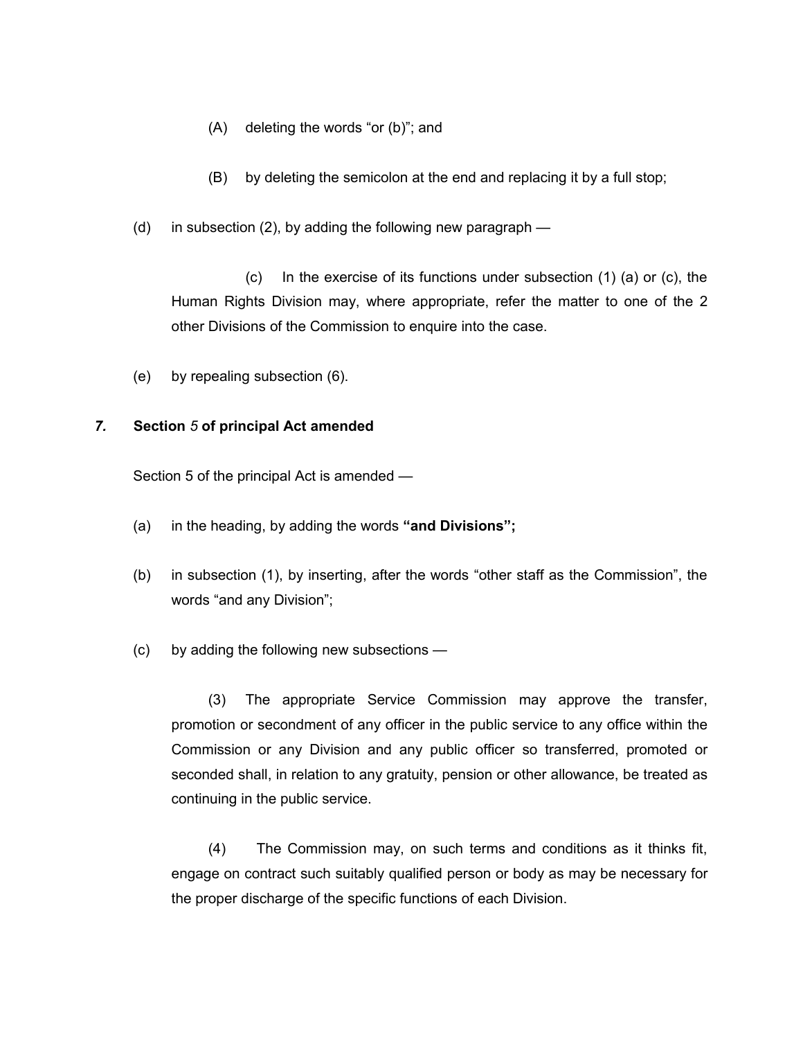(A) deleting the words “or (b)”; and

(B) by deleting the semicolon at the end and replacing it by a full stop;

(d) in subsection (2), by adding the following new paragraph —

(c) In the exercise of its functions under subsection (1) (a) or (c), the Human Rights Division may, where appropriate, refer the matter to one of the 2 other Divisions of the Commission to enquire into the case.

(e) by repealing subsection (6).

### *7.* Section *5* of principal Act amended

Section 5 of the principal Act is amended —

(a) in the heading, by adding the words **“and Divisions”;**

(b) in subsection (1), by inserting, after the words “other staff as the Commission”, the words “and any Division”;

(c) by adding the following new subsections —

(3) The appropriate Service Commission may approve the transfer, promotion or secondment of any officer in the public service to any office within the Commission or any Division and any public officer so transferred, promoted or seconded shall, in relation to any gratuity, pension or other allowance, be treated as continuing in the public service.

(4) The Commission may, on such terms and conditions as it thinks fit, engage on contract such suitably qualified person or body as may be necessary for the proper discharge of the specific functions of each Division.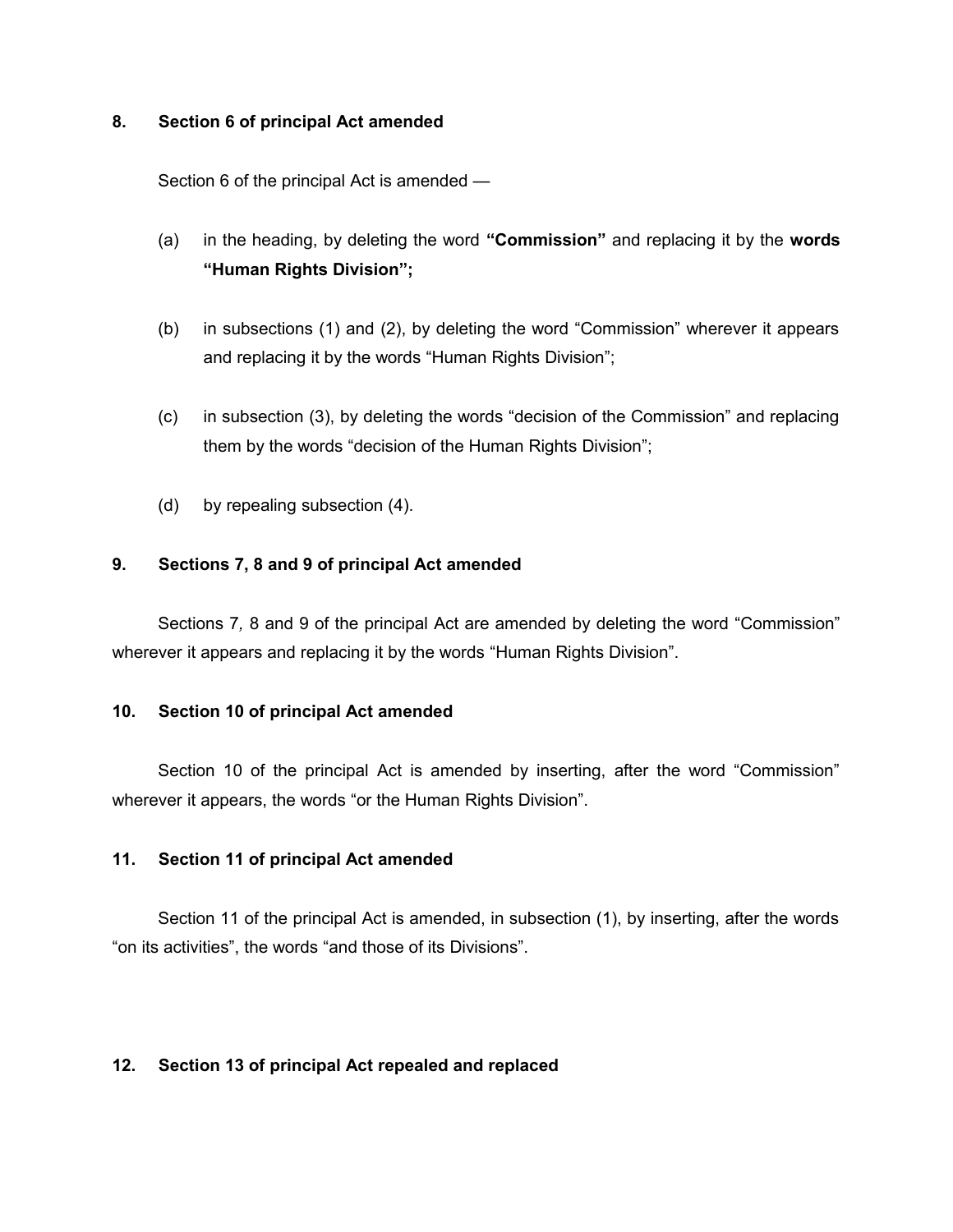**8. Section 6 of principal Act amended**

Section 6 of the principal Act is amended —

(a) in the heading, by deleting the word **"Commission"** and replacing it by the **words "Human Rights Division";**

(b) in subsections (1) and (2), by deleting the word "Commission" wherever it appears and replacing it by the words "Human Rights Division";

(c) in subsection (3), by deleting the words "decision of the Commission" and replacing them by the words "decision of the Human Rights Division";

(d) by repealing subsection (4).

**9. Sections 7, 8 and 9 of principal Act amended**

Sections 7, 8 and 9 of the principal Act are amended by deleting the word "Commission" wherever it appears and replacing it by the words "Human Rights Division".

**10. Section 10 of principal Act amended**

Section 10 of the principal Act is amended by inserting, after the word "Commission" wherever it appears, the words "or the Human Rights Division".

**11. Section 11 of principal Act amended**

Section 11 of the principal Act is amended, in subsection (1), by inserting, after the words "on its activities", the words "and those of its Divisions".

**12. Section 13 of principal Act repealed and replaced**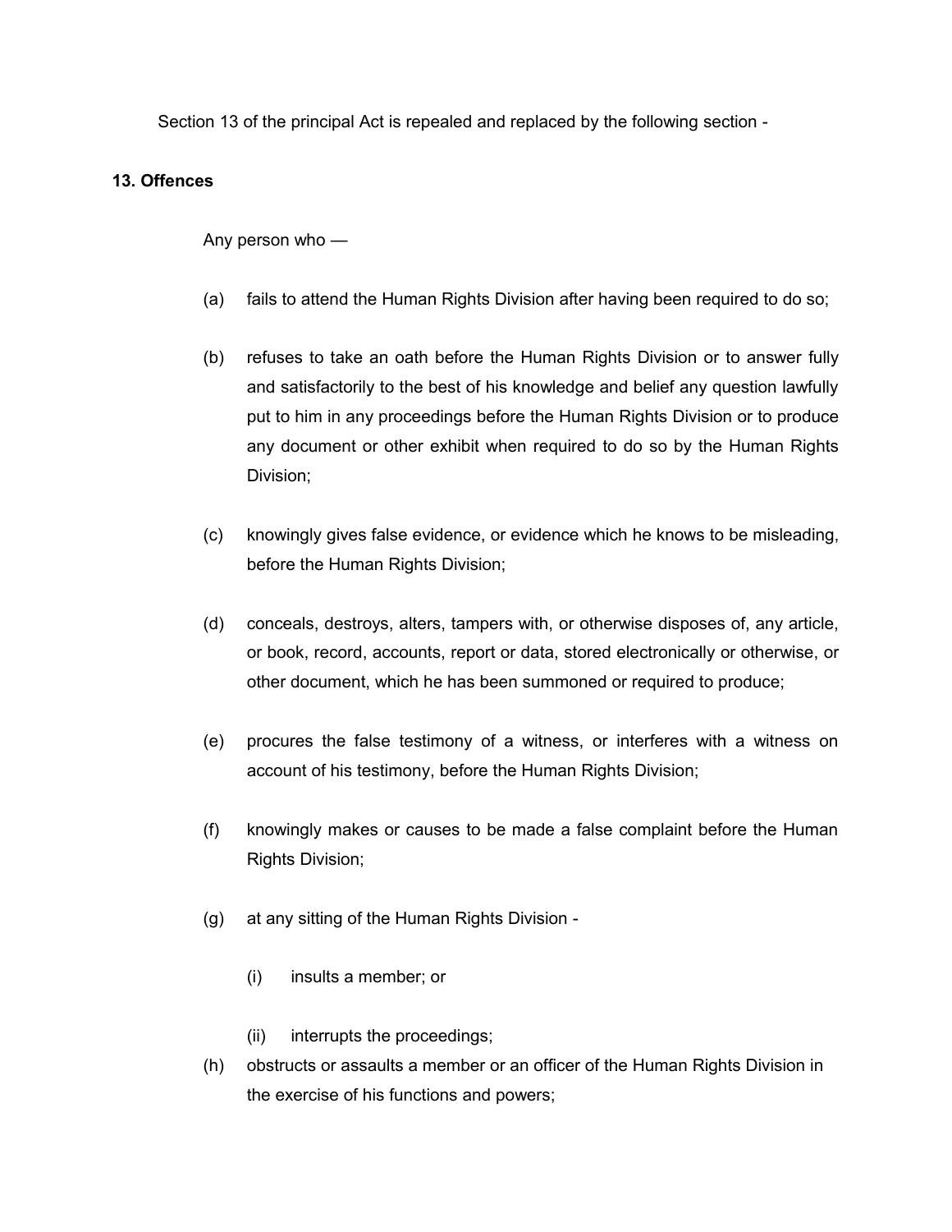Section 13 of the principal Act is repealed and replaced by the following section -

**13. Offences**

Any person who —

(a) fails to attend the Human Rights Division after having been required to do so;

(b) refuses to take an oath before the Human Rights Division or to answer fully and satisfactorily to the best of his knowledge and belief any question lawfully put to him in any proceedings before the Human Rights Division or to produce any document or other exhibit when required to do so by the Human Rights Division;

(c) knowingly gives false evidence, or evidence which he knows to be misleading, before the Human Rights Division;

(d) conceals, destroys, alters, tampers with, or otherwise disposes of, any article, or book, record, accounts, report or data, stored electronically or otherwise, or other document, which he has been summoned or required to produce;

(e) procures the false testimony of a witness, or interferes with a witness on account of his testimony, before the Human Rights Division;

(f) knowingly makes or causes to be made a false complaint before the Human Rights Division;

(g) at any sitting of the Human Rights Division -

    (i) insults a member; or

    (ii) interrupts the proceedings;

(h) obstructs or assaults a member or an officer of the Human Rights Division in the exercise of his functions and powers;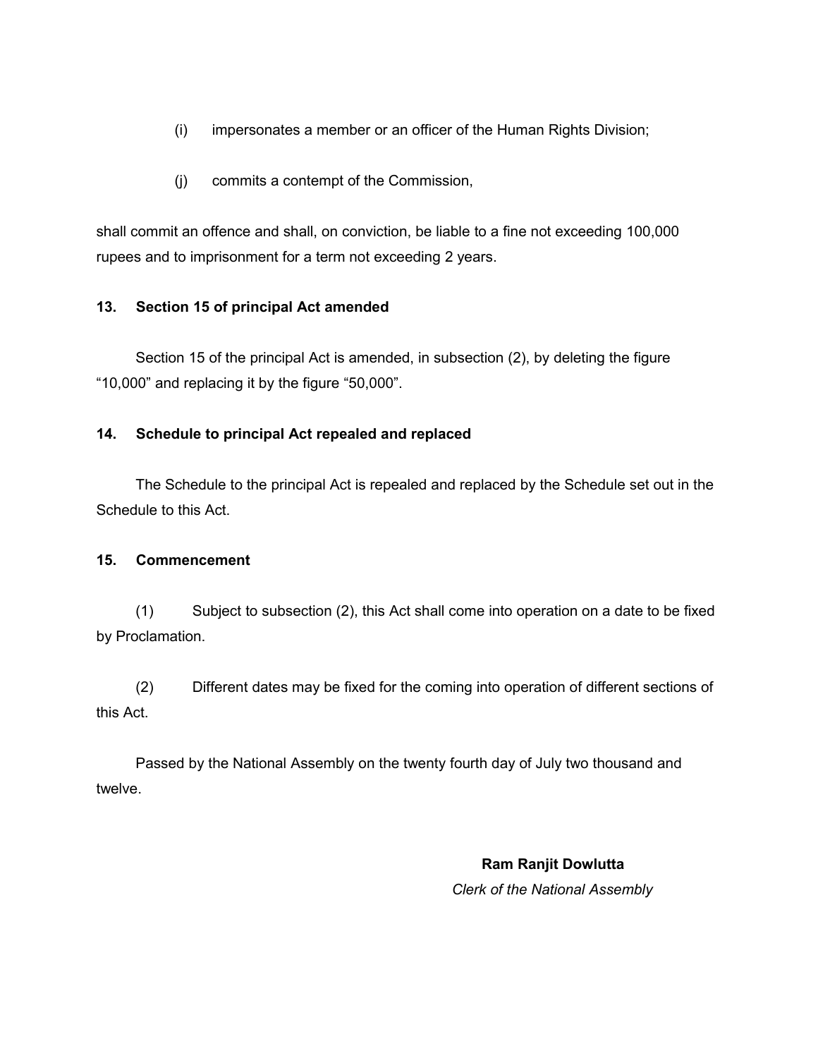(i) impersonates a member or an officer of the Human Rights Division;

(j) commits a contempt of the Commission,

shall commit an offence and shall, on conviction, be liable to a fine not exceeding 100,000 rupees and to imprisonment for a term not exceeding 2 years.

**13. Section 15 of principal Act amended**

Section 15 of the principal Act is amended, in subsection (2), by deleting the figure "10,000" and replacing it by the figure "50,000".

**14. Schedule to principal Act repealed and replaced**

The Schedule to the principal Act is repealed and replaced by the Schedule set out in the Schedule to this Act.

**15. Commencement**

(1) Subject to subsection (2), this Act shall come into operation on a date to be fixed by Proclamation.

(2) Different dates may be fixed for the coming into operation of different sections of this Act.

Passed by the National Assembly on the twenty fourth day of July two thousand and twelve.

**Ram Ranjit Dowlutta**
*Clerk of the National Assembly*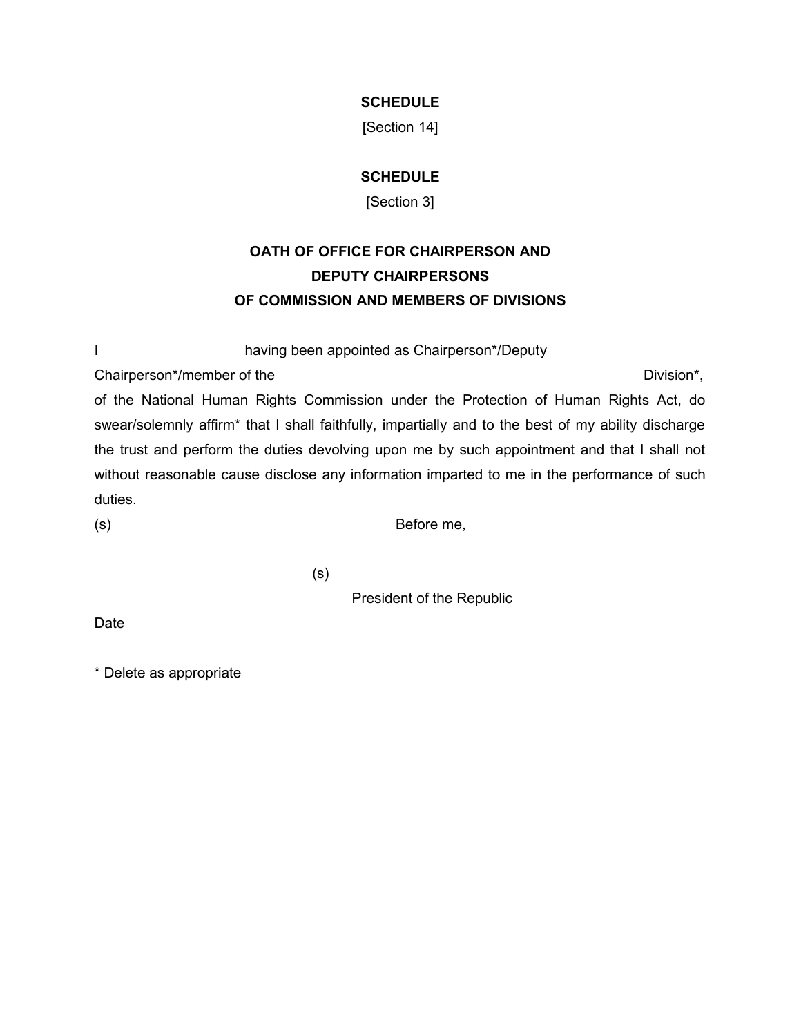**SCHEDULE**

[Section 14]

**SCHEDULE**

[Section 3]

**OATH OF OFFICE FOR CHAIRPERSON AND DEPUTY CHAIRPERSONS OF COMMISSION AND MEMBERS OF DIVISIONS**

I having been appointed as Chairperson*/Deputy Chairperson*/member of the Division*, of the National Human Rights Commission under the Protection of Human Rights Act, do swear/solemnly affirm* that I shall faithfully, impartially and to the best of my ability discharge the trust and perform the duties devolving upon me by such appointment and that I shall not without reasonable cause disclose any information imparted to me in the performance of such duties.

(s) Before me,

(s)

President of the Republic

Date

* Delete as appropriate